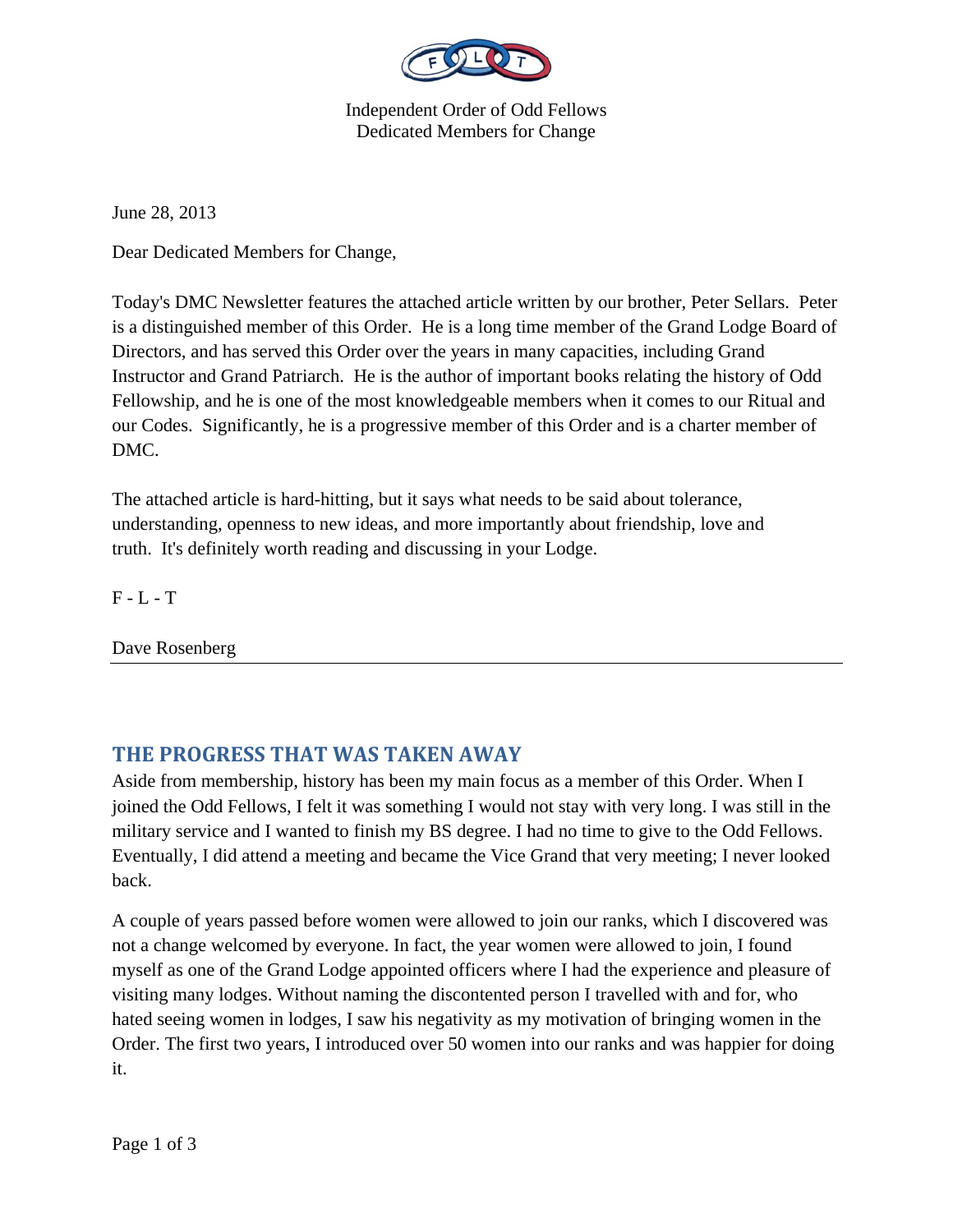Independent Order of Odd Fellows
Dedicated Members for Change

June 28, 2013

Dear Dedicated Members for Change,

Today's DMC Newsletter features the attached article written by our brother, Peter Sellars. Peter is a distinguished member of this Order. He is a long time member of the Grand Lodge Board of Directors, and has served this Order over the years in many capacities, including Grand Instructor and Grand Patriarch. He is the author of important books relating the history of Odd Fellowship, and he is one of the most knowledgeable members when it comes to our Ritual and our Codes. Significantly, he is a progressive member of this Order and is a charter member of DMC.

The attached article is hard-hitting, but it says what needs to be said about tolerance, understanding, openness to new ideas, and more importantly about friendship, love and truth. It's definitely worth reading and discussing in your Lodge.

F - L - T

Dave Rosenberg

---

## THE PROGRESS THAT WAS TAKEN AWAY

Aside from membership, history has been my main focus as a member of this Order. When I joined the Odd Fellows, I felt it was something I would not stay with very long. I was still in the military service and I wanted to finish my BS degree. I had no time to give to the Odd Fellows. Eventually, I did attend a meeting and became the Vice Grand that very meeting; I never looked back.

A couple of years passed before women were allowed to join our ranks, which I discovered was not a change welcomed by everyone. In fact, the year women were allowed to join, I found myself as one of the Grand Lodge appointed officers where I had the experience and pleasure of visiting many lodges. Without naming the discontented person I travelled with and for, who hated seeing women in lodges, I saw his negativity as my motivation of bringing women in the Order. The first two years, I introduced over 50 women into our ranks and was happier for doing it.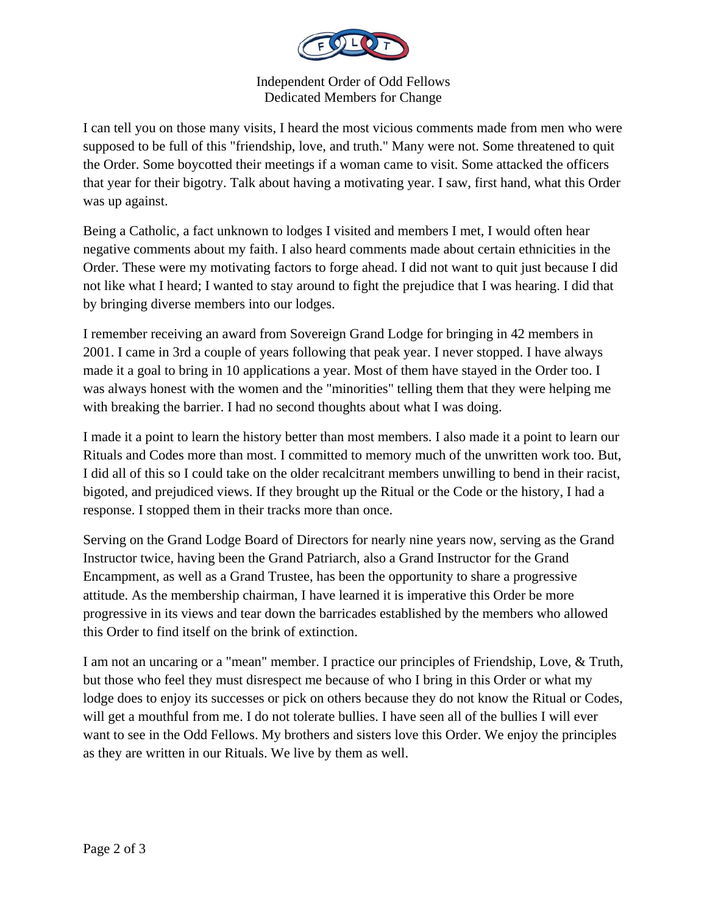I can tell you on those many visits, I heard the most vicious comments made from men who were supposed to be full of this "friendship, love, and truth." Many were not. Some threatened to quit the Order. Some boycotted their meetings if a woman came to visit. Some attacked the officers that year for their bigotry. Talk about having a motivating year. I saw, first hand, what this Order was up against.

Being a Catholic, a fact unknown to lodges I visited and members I met, I would often hear negative comments about my faith. I also heard comments made about certain ethnicities in the Order. These were my motivating factors to forge ahead. I did not want to quit just because I did not like what I heard; I wanted to stay around to fight the prejudice that I was hearing. I did that by bringing diverse members into our lodges.

I remember receiving an award from Sovereign Grand Lodge for bringing in 42 members in 2001. I came in 3rd a couple of years following that peak year. I never stopped. I have always made it a goal to bring in 10 applications a year. Most of them have stayed in the Order too. I was always honest with the women and the "minorities" telling them that they were helping me with breaking the barrier. I had no second thoughts about what I was doing.

I made it a point to learn the history better than most members. I also made it a point to learn our Rituals and Codes more than most. I committed to memory much of the unwritten work too. But, I did all of this so I could take on the older recalcitrant members unwilling to bend in their racist, bigoted, and prejudiced views. If they brought up the Ritual or the Code or the history, I had a response. I stopped them in their tracks more than once.

Serving on the Grand Lodge Board of Directors for nearly nine years now, serving as the Grand Instructor twice, having been the Grand Patriarch, also a Grand Instructor for the Grand Encampment, as well as a Grand Trustee, has been the opportunity to share a progressive attitude. As the membership chairman, I have learned it is imperative this Order be more progressive in its views and tear down the barricades established by the members who allowed this Order to find itself on the brink of extinction.

I am not an uncaring or a "mean" member. I practice our principles of Friendship, Love, & Truth, but those who feel they must disrespect me because of who I bring in this Order or what my lodge does to enjoy its successes or pick on others because they do not know the Ritual or Codes, will get a mouthful from me. I do not tolerate bullies. I have seen all of the bullies I will ever want to see in the Odd Fellows. My brothers and sisters love this Order. We enjoy the principles as they are written in our Rituals. We live by them as well.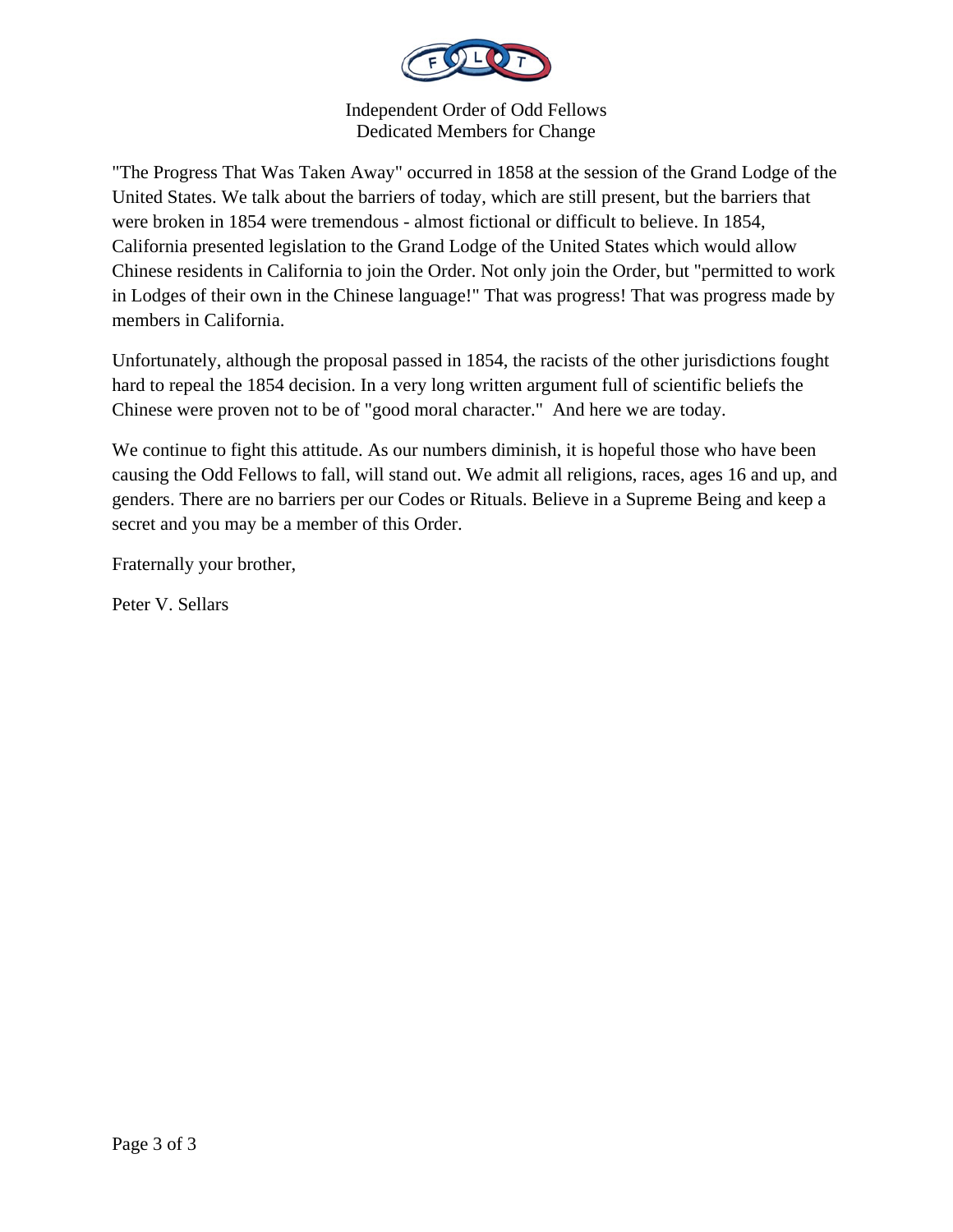Independent Order of Odd Fellows
Dedicated Members for Change

"The Progress That Was Taken Away" occurred in 1858 at the session of the Grand Lodge of the United States. We talk about the barriers of today, which are still present, but the barriers that were broken in 1854 were tremendous - almost fictional or difficult to believe. In 1854, California presented legislation to the Grand Lodge of the United States which would allow Chinese residents in California to join the Order. Not only join the Order, but "permitted to work in Lodges of their own in the Chinese language!" That was progress! That was progress made by members in California.

Unfortunately, although the proposal passed in 1854, the racists of the other jurisdictions fought hard to repeal the 1854 decision. In a very long written argument full of scientific beliefs the Chinese were proven not to be of "good moral character." And here we are today.

We continue to fight this attitude. As our numbers diminish, it is hopeful those who have been causing the Odd Fellows to fall, will stand out. We admit all religions, races, ages 16 and up, and genders. There are no barriers per our Codes or Rituals. Believe in a Supreme Being and keep a secret and you may be a member of this Order.

Fraternally your brother,

Peter V. Sellars